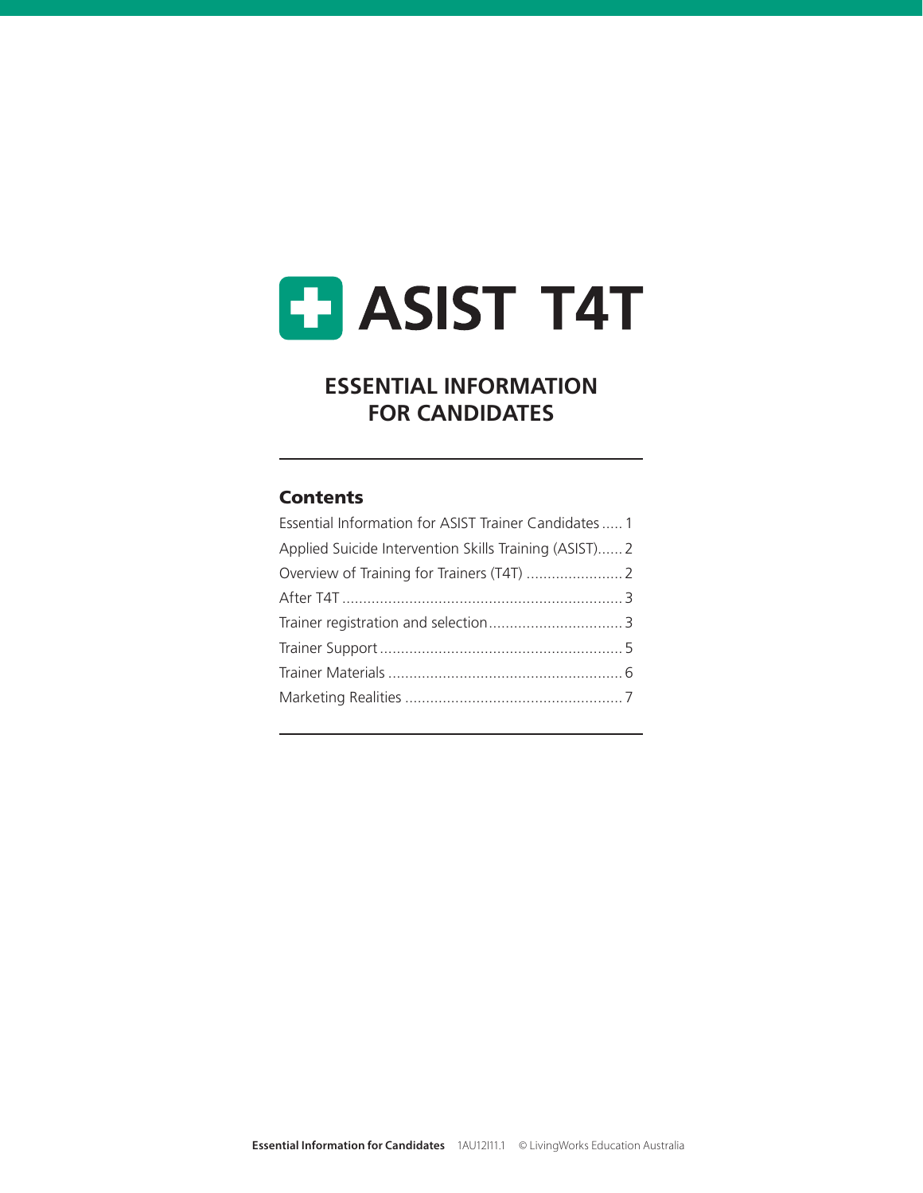# ASIST T4T

## ESSENTIAL INFORMATION FOR CANDIDATES

### Contents

Essential Information for ASIST Trainer Candidates ..... 1
Applied Suicide Intervention Skills Training (ASIST)...... 2
Overview of Training for Trainers (T4T) ....................... 2
After T4T .................................................................. 3
Trainer registration and selection ................................ 3
Trainer Support .......................................................... 5
Trainer Materials ........................................................ 6
Marketing Realities .................................................... 7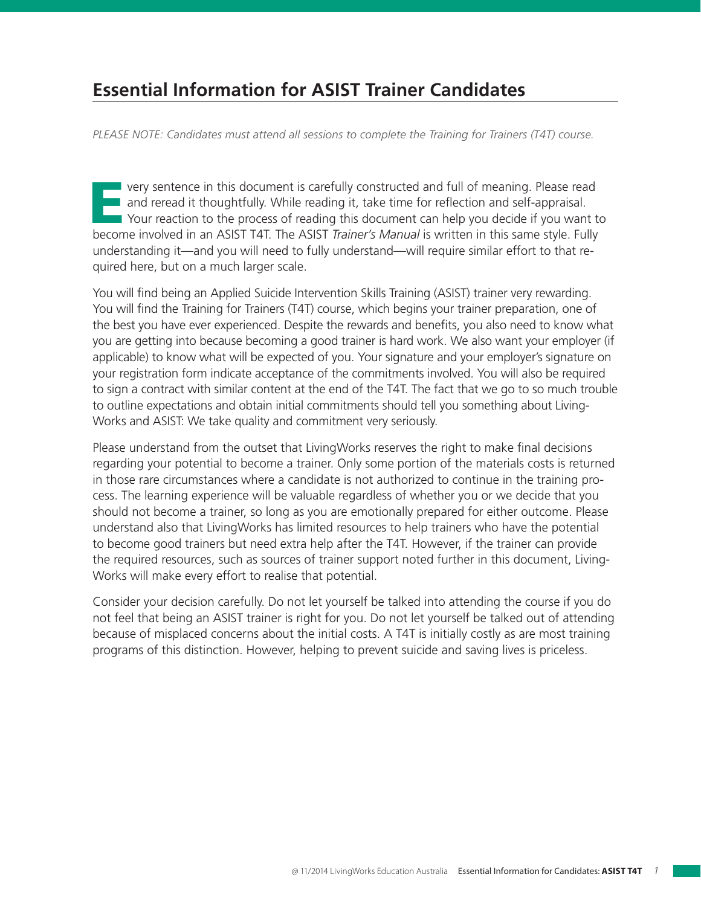## Essential Information for ASIST Trainer Candidates

*PLEASE NOTE: Candidates must attend all sessions to complete the Training for Trainers (T4T) course.*

Every sentence in this document is carefully constructed and full of meaning. Please read and reread it thoughtfully. While reading it, take time for reflection and self-appraisal. Your reaction to the process of reading this document can help you decide if you want to become involved in an ASIST T4T. The ASIST *Trainer's Manual* is written in this same style. Fully understanding it—and you will need to fully understand—will require similar effort to that required here, but on a much larger scale.

You will find being an Applied Suicide Intervention Skills Training (ASIST) trainer very rewarding. You will find the Training for Trainers (T4T) course, which begins your trainer preparation, one of the best you have ever experienced. Despite the rewards and benefits, you also need to know what you are getting into because becoming a good trainer is hard work. We also want your employer (if applicable) to know what will be expected of you. Your signature and your employer's signature on your registration form indicate acceptance of the commitments involved. You will also be required to sign a contract with similar content at the end of the T4T. The fact that we go to so much trouble to outline expectations and obtain initial commitments should tell you something about LivingWorks and ASIST: We take quality and commitment very seriously.

Please understand from the outset that LivingWorks reserves the right to make final decisions regarding your potential to become a trainer. Only some portion of the materials costs is returned in those rare circumstances where a candidate is not authorized to continue in the training process. The learning experience will be valuable regardless of whether you or we decide that you should not become a trainer, so long as you are emotionally prepared for either outcome. Please understand also that LivingWorks has limited resources to help trainers who have the potential to become good trainers but need extra help after the T4T. However, if the trainer can provide the required resources, such as sources of trainer support noted further in this document, LivingWorks will make every effort to realise that potential.

Consider your decision carefully. Do not let yourself be talked into attending the course if you do not feel that being an ASIST trainer is right for you. Do not let yourself be talked out of attending because of misplaced concerns about the initial costs. A T4T is initially costly as are most training programs of this distinction. However, helping to prevent suicide and saving lives is priceless.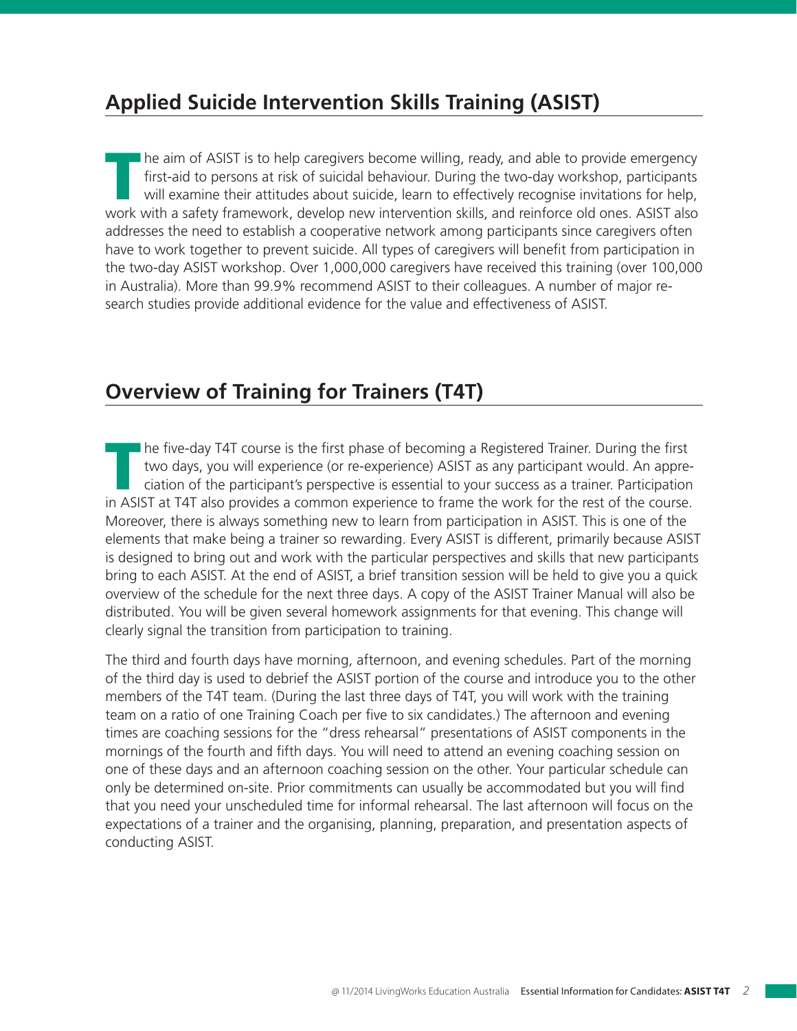## Applied Suicide Intervention Skills Training (ASIST)

The aim of ASIST is to help caregivers become willing, ready, and able to provide emergency first-aid to persons at risk of suicidal behaviour. During the two-day workshop, participants will examine their attitudes about suicide, learn to effectively recognise invitations for help, work with a safety framework, develop new intervention skills, and reinforce old ones. ASIST also addresses the need to establish a cooperative network among participants since caregivers often have to work together to prevent suicide. All types of caregivers will benefit from participation in the two-day ASIST workshop. Over 1,000,000 caregivers have received this training (over 100,000 in Australia). More than 99.9% recommend ASIST to their colleagues. A number of major research studies provide additional evidence for the value and effectiveness of ASIST.

## Overview of Training for Trainers (T4T)

The five-day T4T course is the first phase of becoming a Registered Trainer. During the first two days, you will experience (or re-experience) ASIST as any participant would. An appreciation of the participant's perspective is essential to your success as a trainer. Participation in ASIST at T4T also provides a common experience to frame the work for the rest of the course. Moreover, there is always something new to learn from participation in ASIST. This is one of the elements that make being a trainer so rewarding. Every ASIST is different, primarily because ASIST is designed to bring out and work with the particular perspectives and skills that new participants bring to each ASIST. At the end of ASIST, a brief transition session will be held to give you a quick overview of the schedule for the next three days. A copy of the ASIST Trainer Manual will also be distributed. You will be given several homework assignments for that evening. This change will clearly signal the transition from participation to training.

The third and fourth days have morning, afternoon, and evening schedules. Part of the morning of the third day is used to debrief the ASIST portion of the course and introduce you to the other members of the T4T team. (During the last three days of T4T, you will work with the training team on a ratio of one Training Coach per five to six candidates.) The afternoon and evening times are coaching sessions for the "dress rehearsal" presentations of ASIST components in the mornings of the fourth and fifth days. You will need to attend an evening coaching session on one of these days and an afternoon coaching session on the other. Your particular schedule can only be determined on-site. Prior commitments can usually be accommodated but you will find that you need your unscheduled time for informal rehearsal. The last afternoon will focus on the expectations of a trainer and the organising, planning, preparation, and presentation aspects of conducting ASIST.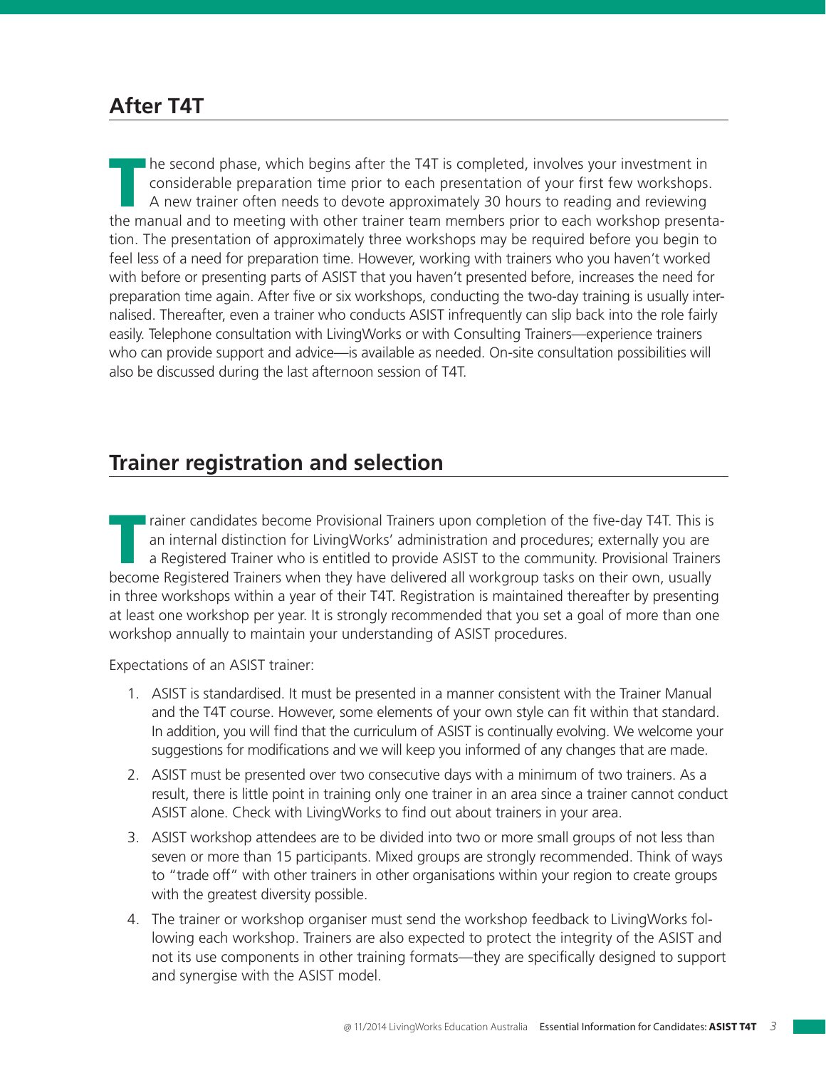## After T4T

The second phase, which begins after the T4T is completed, involves your investment in considerable preparation time prior to each presentation of your first few workshops. A new trainer often needs to devote approximately 30 hours to reading and reviewing the manual and to meeting with other trainer team members prior to each workshop presentation. The presentation of approximately three workshops may be required before you begin to feel less of a need for preparation time. However, working with trainers who you haven't worked with before or presenting parts of ASIST that you haven't presented before, increases the need for preparation time again. After five or six workshops, conducting the two-day training is usually internalised. Thereafter, even a trainer who conducts ASIST infrequently can slip back into the role fairly easily. Telephone consultation with LivingWorks or with Consulting Trainers—experience trainers who can provide support and advice—is available as needed. On-site consultation possibilities will also be discussed during the last afternoon session of T4T.

## Trainer registration and selection

Trainer candidates become Provisional Trainers upon completion of the five-day T4T. This is an internal distinction for LivingWorks' administration and procedures; externally you are a Registered Trainer who is entitled to provide ASIST to the community. Provisional Trainers become Registered Trainers when they have delivered all workgroup tasks on their own, usually in three workshops within a year of their T4T. Registration is maintained thereafter by presenting at least one workshop per year. It is strongly recommended that you set a goal of more than one workshop annually to maintain your understanding of ASIST procedures.

Expectations of an ASIST trainer:

1. ASIST is standardised. It must be presented in a manner consistent with the Trainer Manual and the T4T course. However, some elements of your own style can fit within that standard. In addition, you will find that the curriculum of ASIST is continually evolving. We welcome your suggestions for modifications and we will keep you informed of any changes that are made.
2. ASIST must be presented over two consecutive days with a minimum of two trainers. As a result, there is little point in training only one trainer in an area since a trainer cannot conduct ASIST alone. Check with LivingWorks to find out about trainers in your area.
3. ASIST workshop attendees are to be divided into two or more small groups of not less than seven or more than 15 participants. Mixed groups are strongly recommended. Think of ways to "trade off" with other trainers in other organisations within your region to create groups with the greatest diversity possible.
4. The trainer or workshop organiser must send the workshop feedback to LivingWorks following each workshop. Trainers are also expected to protect the integrity of the ASIST and not its use components in other training formats—they are specifically designed to support and synergise with the ASIST model.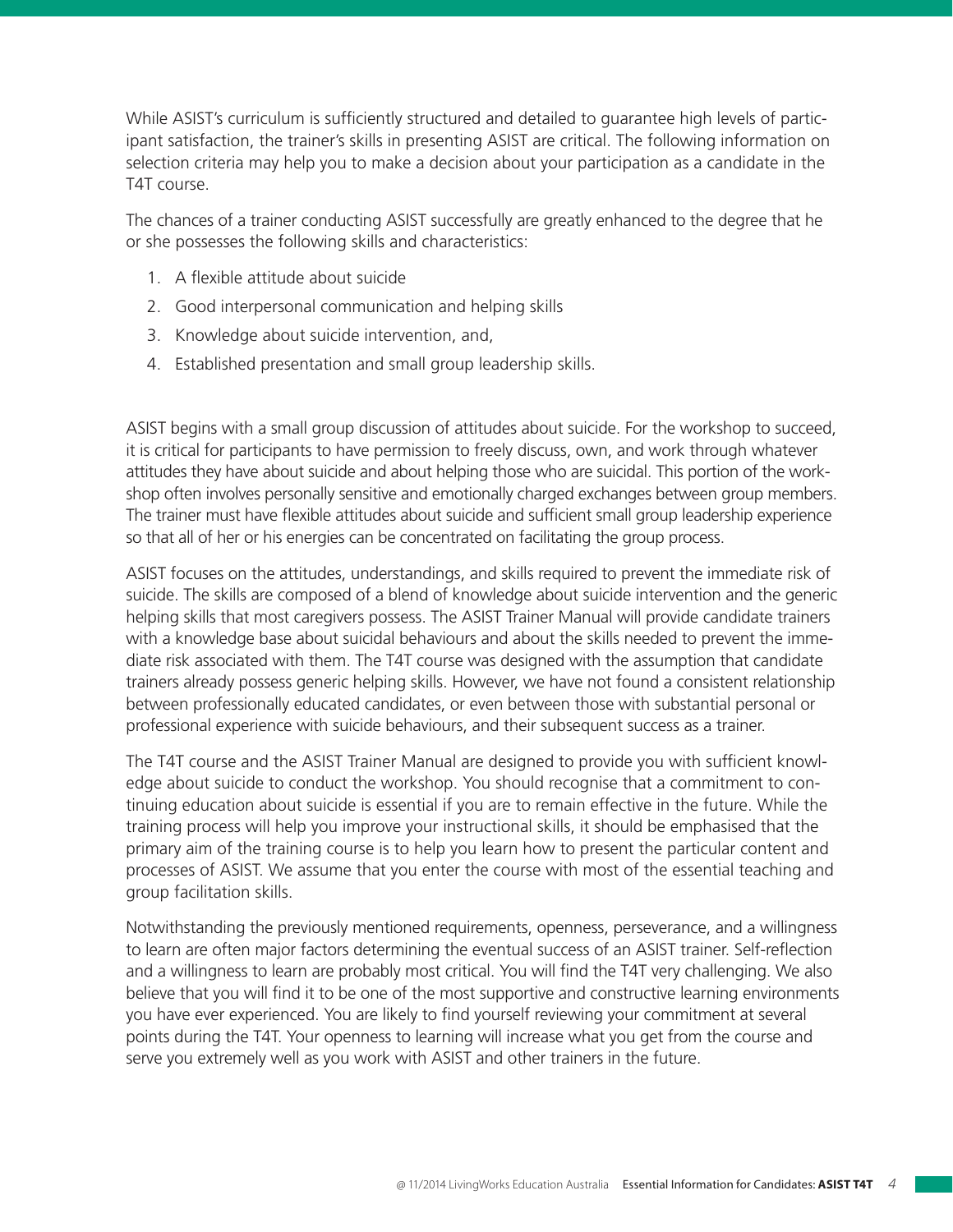While ASIST's curriculum is sufficiently structured and detailed to guarantee high levels of participant satisfaction, the trainer's skills in presenting ASIST are critical. The following information on selection criteria may help you to make a decision about your participation as a candidate in the T4T course.

The chances of a trainer conducting ASIST successfully are greatly enhanced to the degree that he or she possesses the following skills and characteristics:

1. A flexible attitude about suicide
2. Good interpersonal communication and helping skills
3. Knowledge about suicide intervention, and,
4. Established presentation and small group leadership skills.

ASIST begins with a small group discussion of attitudes about suicide. For the workshop to succeed, it is critical for participants to have permission to freely discuss, own, and work through whatever attitudes they have about suicide and about helping those who are suicidal. This portion of the workshop often involves personally sensitive and emotionally charged exchanges between group members. The trainer must have flexible attitudes about suicide and sufficient small group leadership experience so that all of her or his energies can be concentrated on facilitating the group process.

ASIST focuses on the attitudes, understandings, and skills required to prevent the immediate risk of suicide. The skills are composed of a blend of knowledge about suicide intervention and the generic helping skills that most caregivers possess. The ASIST Trainer Manual will provide candidate trainers with a knowledge base about suicidal behaviours and about the skills needed to prevent the immediate risk associated with them. The T4T course was designed with the assumption that candidate trainers already possess generic helping skills. However, we have not found a consistent relationship between professionally educated candidates, or even between those with substantial personal or professional experience with suicide behaviours, and their subsequent success as a trainer.

The T4T course and the ASIST Trainer Manual are designed to provide you with sufficient knowledge about suicide to conduct the workshop. You should recognise that a commitment to continuing education about suicide is essential if you are to remain effective in the future. While the training process will help you improve your instructional skills, it should be emphasised that the primary aim of the training course is to help you learn how to present the particular content and processes of ASIST. We assume that you enter the course with most of the essential teaching and group facilitation skills.

Notwithstanding the previously mentioned requirements, openness, perseverance, and a willingness to learn are often major factors determining the eventual success of an ASIST trainer. Self-reflection and a willingness to learn are probably most critical. You will find the T4T very challenging. We also believe that you will find it to be one of the most supportive and constructive learning environments you have ever experienced. You are likely to find yourself reviewing your commitment at several points during the T4T. Your openness to learning will increase what you get from the course and serve you extremely well as you work with ASIST and other trainers in the future.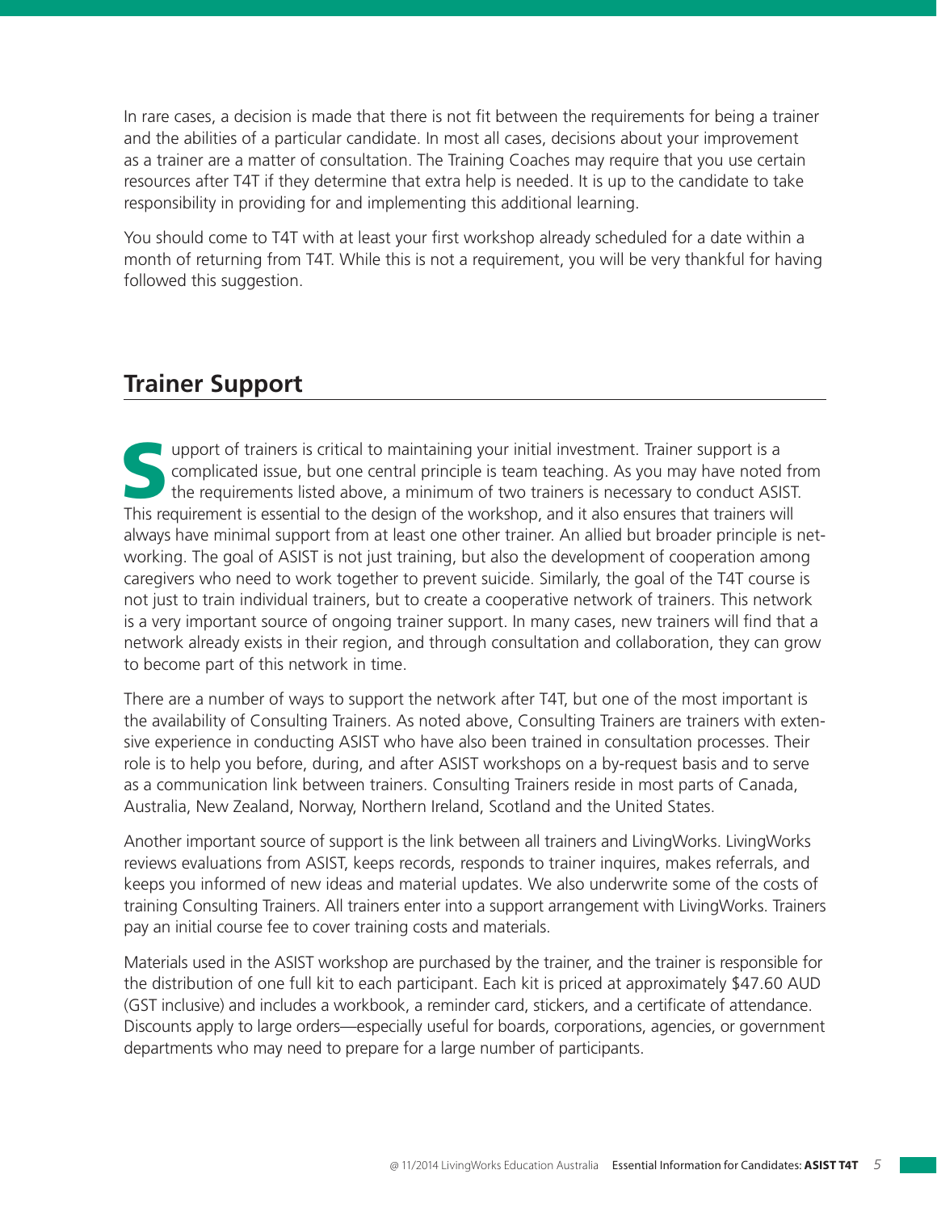In rare cases, a decision is made that there is not fit between the requirements for being a trainer and the abilities of a particular candidate. In most all cases, decisions about your improvement as a trainer are a matter of consultation. The Training Coaches may require that you use certain resources after T4T if they determine that extra help is needed. It is up to the candidate to take responsibility in providing for and implementing this additional learning.

You should come to T4T with at least your first workshop already scheduled for a date within a month of returning from T4T. While this is not a requirement, you will be very thankful for having followed this suggestion.

## Trainer Support

Support of trainers is critical to maintaining your initial investment. Trainer support is a complicated issue, but one central principle is team teaching. As you may have noted from the requirements listed above, a minimum of two trainers is necessary to conduct ASIST. This requirement is essential to the design of the workshop, and it also ensures that trainers will always have minimal support from at least one other trainer. An allied but broader principle is networking. The goal of ASIST is not just training, but also the development of cooperation among caregivers who need to work together to prevent suicide. Similarly, the goal of the T4T course is not just to train individual trainers, but to create a cooperative network of trainers. This network is a very important source of ongoing trainer support. In many cases, new trainers will find that a network already exists in their region, and through consultation and collaboration, they can grow to become part of this network in time.

There are a number of ways to support the network after T4T, but one of the most important is the availability of Consulting Trainers. As noted above, Consulting Trainers are trainers with extensive experience in conducting ASIST who have also been trained in consultation processes. Their role is to help you before, during, and after ASIST workshops on a by-request basis and to serve as a communication link between trainers. Consulting Trainers reside in most parts of Canada, Australia, New Zealand, Norway, Northern Ireland, Scotland and the United States.

Another important source of support is the link between all trainers and LivingWorks. LivingWorks reviews evaluations from ASIST, keeps records, responds to trainer inquires, makes referrals, and keeps you informed of new ideas and material updates. We also underwrite some of the costs of training Consulting Trainers. All trainers enter into a support arrangement with LivingWorks. Trainers pay an initial course fee to cover training costs and materials.

Materials used in the ASIST workshop are purchased by the trainer, and the trainer is responsible for the distribution of one full kit to each participant. Each kit is priced at approximately $47.60 AUD (GST inclusive) and includes a workbook, a reminder card, stickers, and a certificate of attendance. Discounts apply to large orders—especially useful for boards, corporations, agencies, or government departments who may need to prepare for a large number of participants.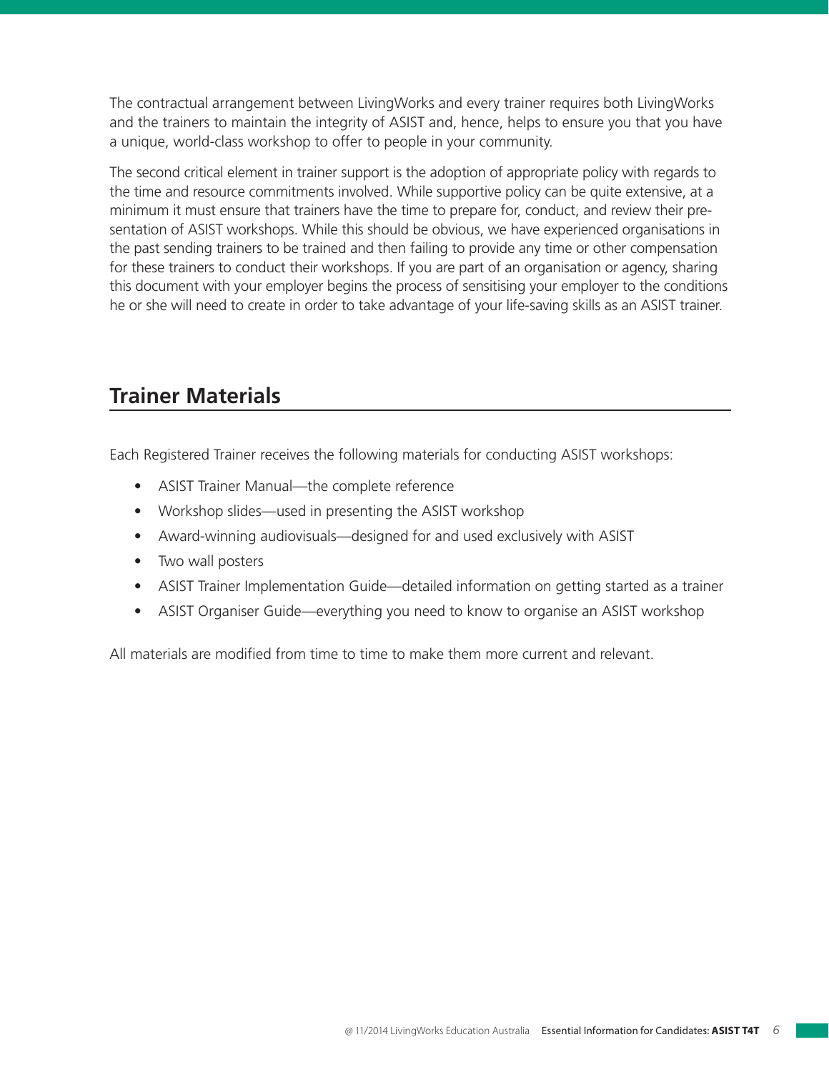The contractual arrangement between LivingWorks and every trainer requires both LivingWorks and the trainers to maintain the integrity of ASIST and, hence, helps to ensure you that you have a unique, world-class workshop to offer to people in your community.

The second critical element in trainer support is the adoption of appropriate policy with regards to the time and resource commitments involved. While supportive policy can be quite extensive, at a minimum it must ensure that trainers have the time to prepare for, conduct, and review their presentation of ASIST workshops. While this should be obvious, we have experienced organisations in the past sending trainers to be trained and then failing to provide any time or other compensation for these trainers to conduct their workshops. If you are part of an organisation or agency, sharing this document with your employer begins the process of sensitising your employer to the conditions he or she will need to create in order to take advantage of your life-saving skills as an ASIST trainer.

## Trainer Materials

Each Registered Trainer receives the following materials for conducting ASIST workshops:

- ASIST Trainer Manual—the complete reference
- Workshop slides—used in presenting the ASIST workshop
- Award-winning audiovisuals—designed for and used exclusively with ASIST
- Two wall posters
- ASIST Trainer Implementation Guide—detailed information on getting started as a trainer
- ASIST Organiser Guide—everything you need to know to organise an ASIST workshop

All materials are modified from time to time to make them more current and relevant.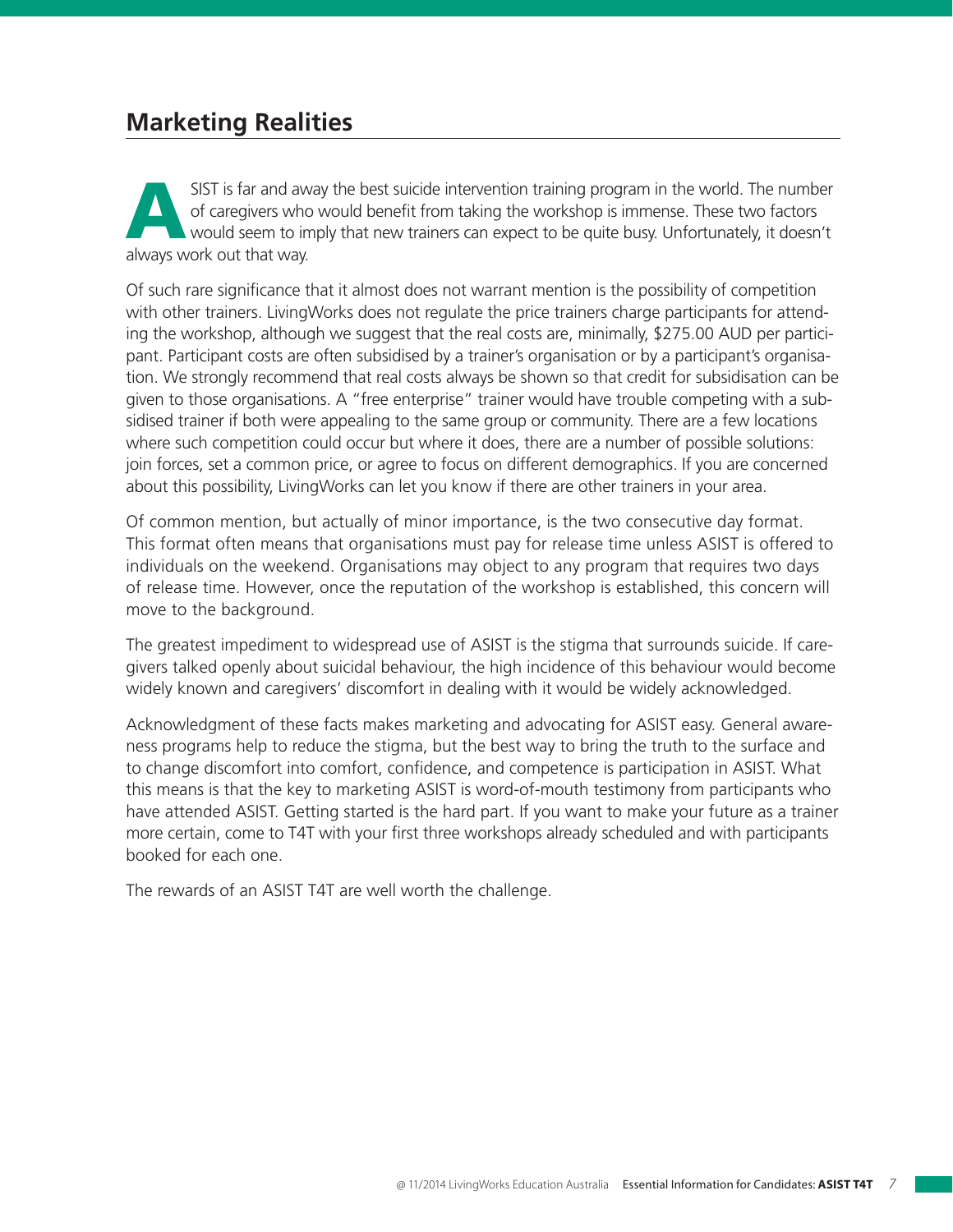## Marketing Realities

ASIST is far and away the best suicide intervention training program in the world. The number of caregivers who would benefit from taking the workshop is immense. These two factors would seem to imply that new trainers can expect to be quite busy. Unfortunately, it doesn't always work out that way.

Of such rare significance that it almost does not warrant mention is the possibility of competition with other trainers. LivingWorks does not regulate the price trainers charge participants for attending the workshop, although we suggest that the real costs are, minimally, $275.00 AUD per participant. Participant costs are often subsidised by a trainer's organisation or by a participant's organisation. We strongly recommend that real costs always be shown so that credit for subsidisation can be given to those organisations. A "free enterprise" trainer would have trouble competing with a subsidised trainer if both were appealing to the same group or community. There are a few locations where such competition could occur but where it does, there are a number of possible solutions: join forces, set a common price, or agree to focus on different demographics. If you are concerned about this possibility, LivingWorks can let you know if there are other trainers in your area.

Of common mention, but actually of minor importance, is the two consecutive day format. This format often means that organisations must pay for release time unless ASIST is offered to individuals on the weekend. Organisations may object to any program that requires two days of release time. However, once the reputation of the workshop is established, this concern will move to the background.

The greatest impediment to widespread use of ASIST is the stigma that surrounds suicide. If caregivers talked openly about suicidal behaviour, the high incidence of this behaviour would become widely known and caregivers' discomfort in dealing with it would be widely acknowledged.

Acknowledgment of these facts makes marketing and advocating for ASIST easy. General awareness programs help to reduce the stigma, but the best way to bring the truth to the surface and to change discomfort into comfort, confidence, and competence is participation in ASIST. What this means is that the key to marketing ASIST is word-of-mouth testimony from participants who have attended ASIST. Getting started is the hard part. If you want to make your future as a trainer more certain, come to T4T with your first three workshops already scheduled and with participants booked for each one.

The rewards of an ASIST T4T are well worth the challenge.